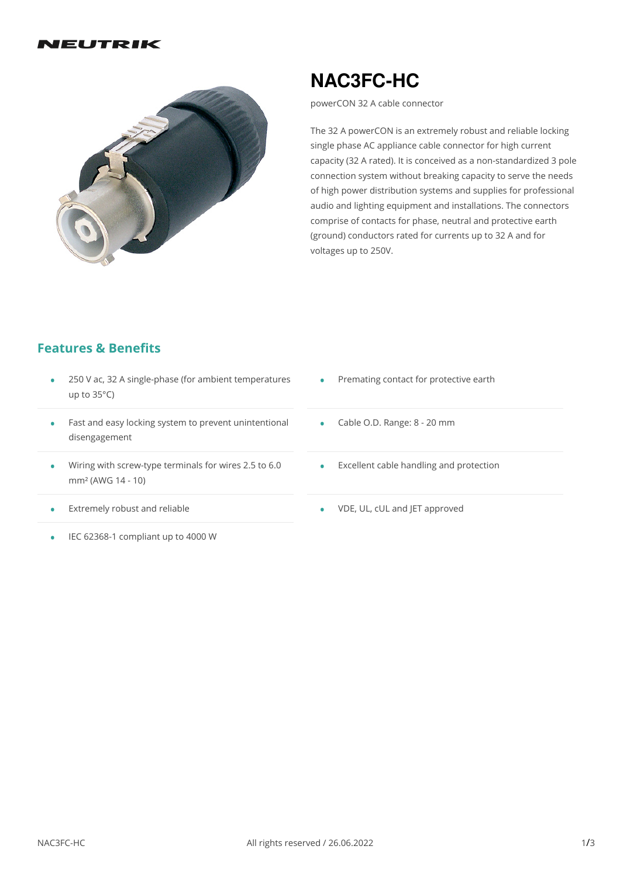NEUTRIK

# NAC3FC-HC

powerCON 32 A cable connector

The 32 A powerCON is an extremely robust and reliable locking single phase AC appliance cable connector for high current capacity (32 A rated). It is conceived as a non-standardized 3 pole connection system without breaking capacity to serve the needs of high power distribution systems and supplies for professional audio and lighting equipment and installations. The connectors comprise of contacts for phase, neutral and protective earth (ground) conductors rated for currents up to 32 A and for voltages up to 250V.

## Features & Benefits

- 250 V ac, 32 A single-phase (for ambient temperatures up to 35°C)
- Fast and easy locking system to prevent unintentional disengagement
- Wiring with screw-type terminals for wires 2.5 to 6.0 mm² (AWG 14 - 10)
- Extremely robust and reliable
- IEC 62368-1 compliant up to 4000 W
- Premating contact for protective earth
- Cable O.D. Range: 8 - 20 mm
- Excellent cable handling and protection
- VDE, UL, cUL and JET approved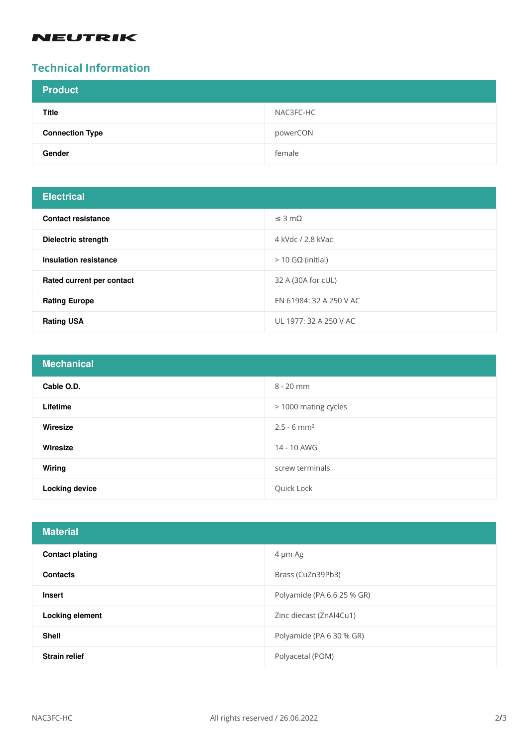NEUTRIK

## Technical Information

| Product | |
|---|---|
| **Title** | NAC3FC-HC |
| **Connection Type** | powerCON |
| **Gender** | female |

| Electrical | |
|---|---|
| **Contact resistance** | ≤ 3 mΩ |
| **Dielectric strength** | 4 kVdc / 2.8 kVac |
| **Insulation resistance** | > 10 GΩ (initial) |
| **Rated current per contact** | 32 A (30A for cUL) |
| **Rating Europe** | EN 61984: 32 A 250 V AC |
| **Rating USA** | UL 1977: 32 A 250 V AC |

| Mechanical | |
|---|---|
| **Cable O.D.** | 8 - 20 mm |
| **Lifetime** | > 1000 mating cycles |
| **Wiresize** | 2.5 - 6 mm² |
| **Wiresize** | 14 - 10 AWG |
| **Wiring** | screw terminals |
| **Locking device** | Quick Lock |

| Material | |
|---|---|
| **Contact plating** | 4 µm Ag |
| **Contacts** | Brass (CuZn39Pb3) |
| **Insert** | Polyamide (PA 6.6 25 % GR) |
| **Locking element** | Zinc diecast (ZnAl4Cu1) |
| **Shell** | Polyamide (PA 6 30 % GR) |
| **Strain relief** | Polyacetal (POM) |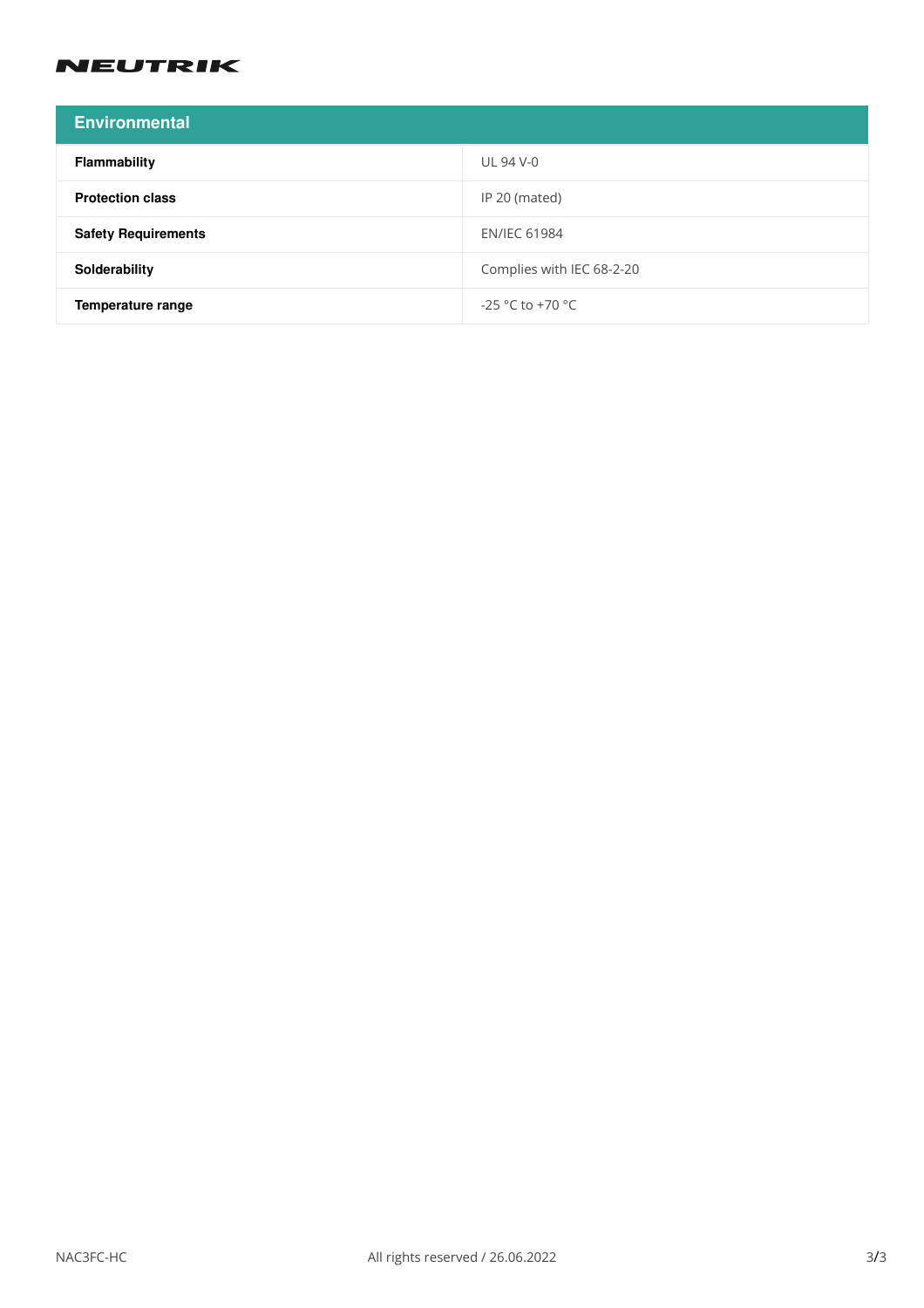## Environmental

| | |
|---|---|
| **Flammability** | UL 94 V-0 |
| **Protection class** | IP 20 (mated) |
| **Safety Requirements** | EN/IEC 61984 |
| **Solderability** | Complies with IEC 68-2-20 |
| **Temperature range** | -25 °C to +70 °C |